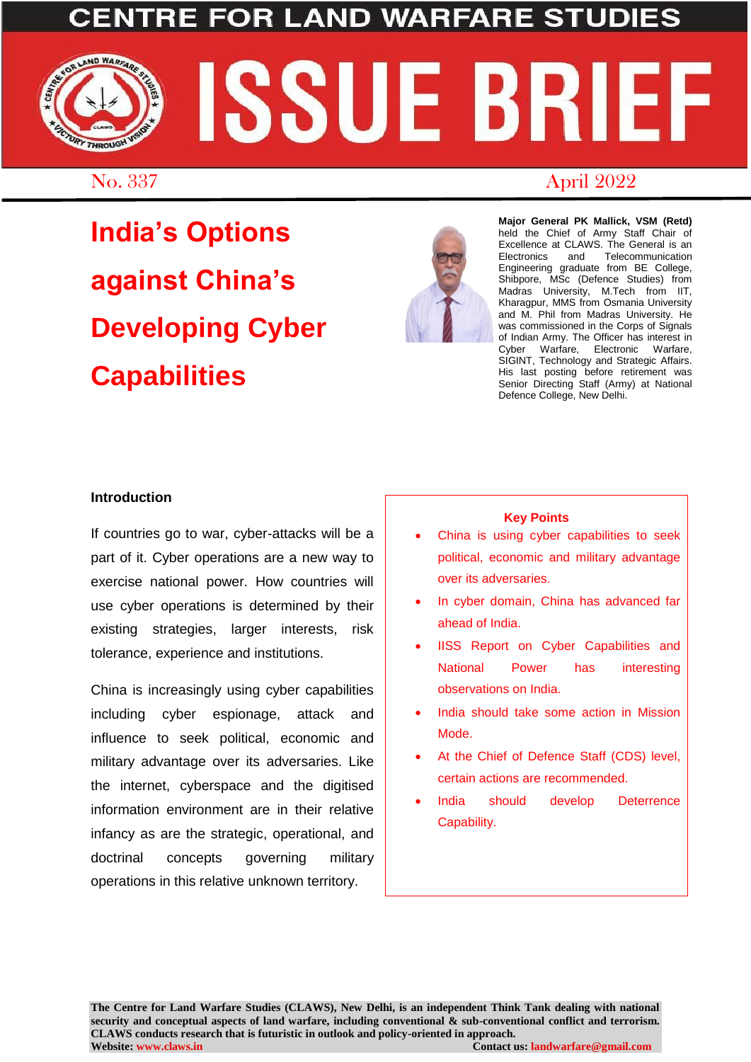# CENTRE FOR LAND WARFARE STUDIES

# ISSUE BRIEF

No. 337 April 2022

# India's Options against China's Developing Cyber Capabilities

**Major General PK Mallick, VSM (Retd)** held the Chief of Army Staff Chair of Excellence at CLAWS. The General is an Electronics and Telecommunication Engineering graduate from BE College, Shibpore, MSc (Defence Studies) from Madras University, M.Tech from IIT, Kharagpur, MMS from Osmania University and M. Phil from Madras University. He was commissioned in the Corps of Signals of Indian Army. The Officer has interest in Cyber Warfare, Electronic Warfare, SIGINT, Technology and Strategic Affairs. His last posting before retirement was Senior Directing Staff (Army) at National Defence College, New Delhi.

## Introduction

If countries go to war, cyber-attacks will be a part of it. Cyber operations are a new way to exercise national power. How countries will use cyber operations is determined by their existing strategies, larger interests, risk tolerance, experience and institutions.

China is increasingly using cyber capabilities including cyber espionage, attack and influence to seek political, economic and military advantage over its adversaries. Like the internet, cyberspace and the digitised information environment are in their relative infancy as are the strategic, operational, and doctrinal concepts governing military operations in this relative unknown territory.

**Key Points**

- China is using cyber capabilities to seek political, economic and military advantage over its adversaries.
- In cyber domain, China has advanced far ahead of India.
- IISS Report on Cyber Capabilities and National Power has interesting observations on India.
- India should take some action in Mission Mode.
- At the Chief of Defence Staff (CDS) level, certain actions are recommended.
- India should develop Deterrence Capability.

**The Centre for Land Warfare Studies (CLAWS), New Delhi, is an independent Think Tank dealing with national security and conceptual aspects of land warfare, including conventional & sub-conventional conflict and terrorism. CLAWS conducts research that is futuristic in outlook and policy-oriented in approach.**
**Website: www.claws.in** **Contact us: landwarfare@gmail.com**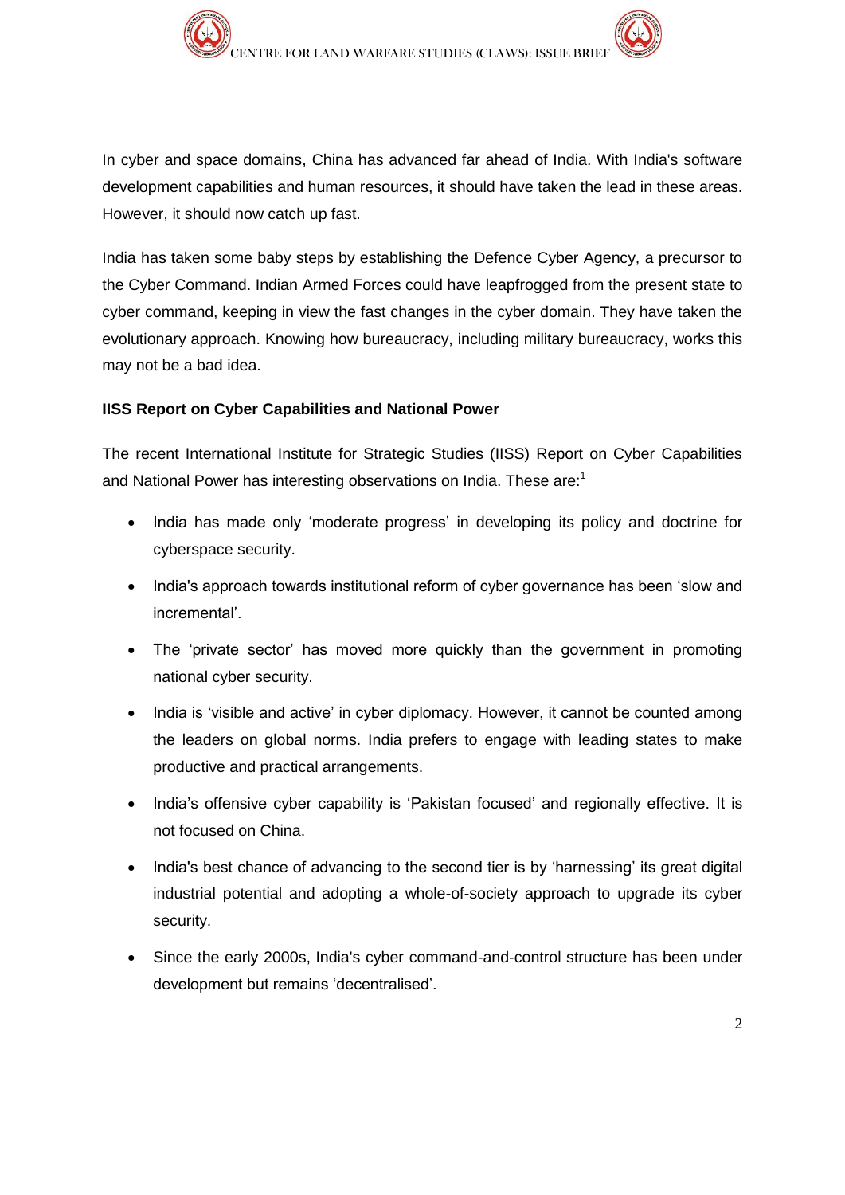In cyber and space domains, China has advanced far ahead of India. With India's software development capabilities and human resources, it should have taken the lead in these areas. However, it should now catch up fast.

India has taken some baby steps by establishing the Defence Cyber Agency, a precursor to the Cyber Command. Indian Armed Forces could have leapfrogged from the present state to cyber command, keeping in view the fast changes in the cyber domain. They have taken the evolutionary approach. Knowing how bureaucracy, including military bureaucracy, works this may not be a bad idea.

**IISS Report on Cyber Capabilities and National Power**

The recent International Institute for Strategic Studies (IISS) Report on Cyber Capabilities and National Power has interesting observations on India. These are:[1]

- India has made only 'moderate progress' in developing its policy and doctrine for cyberspace security.
- India's approach towards institutional reform of cyber governance has been 'slow and incremental'.
- The 'private sector' has moved more quickly than the government in promoting national cyber security.
- India is 'visible and active' in cyber diplomacy. However, it cannot be counted among the leaders on global norms. India prefers to engage with leading states to make productive and practical arrangements.
- India's offensive cyber capability is 'Pakistan focused' and regionally effective. It is not focused on China.
- India's best chance of advancing to the second tier is by 'harnessing' its great digital industrial potential and adopting a whole-of-society approach to upgrade its cyber security.
- Since the early 2000s, India's cyber command-and-control structure has been under development but remains 'decentralised'.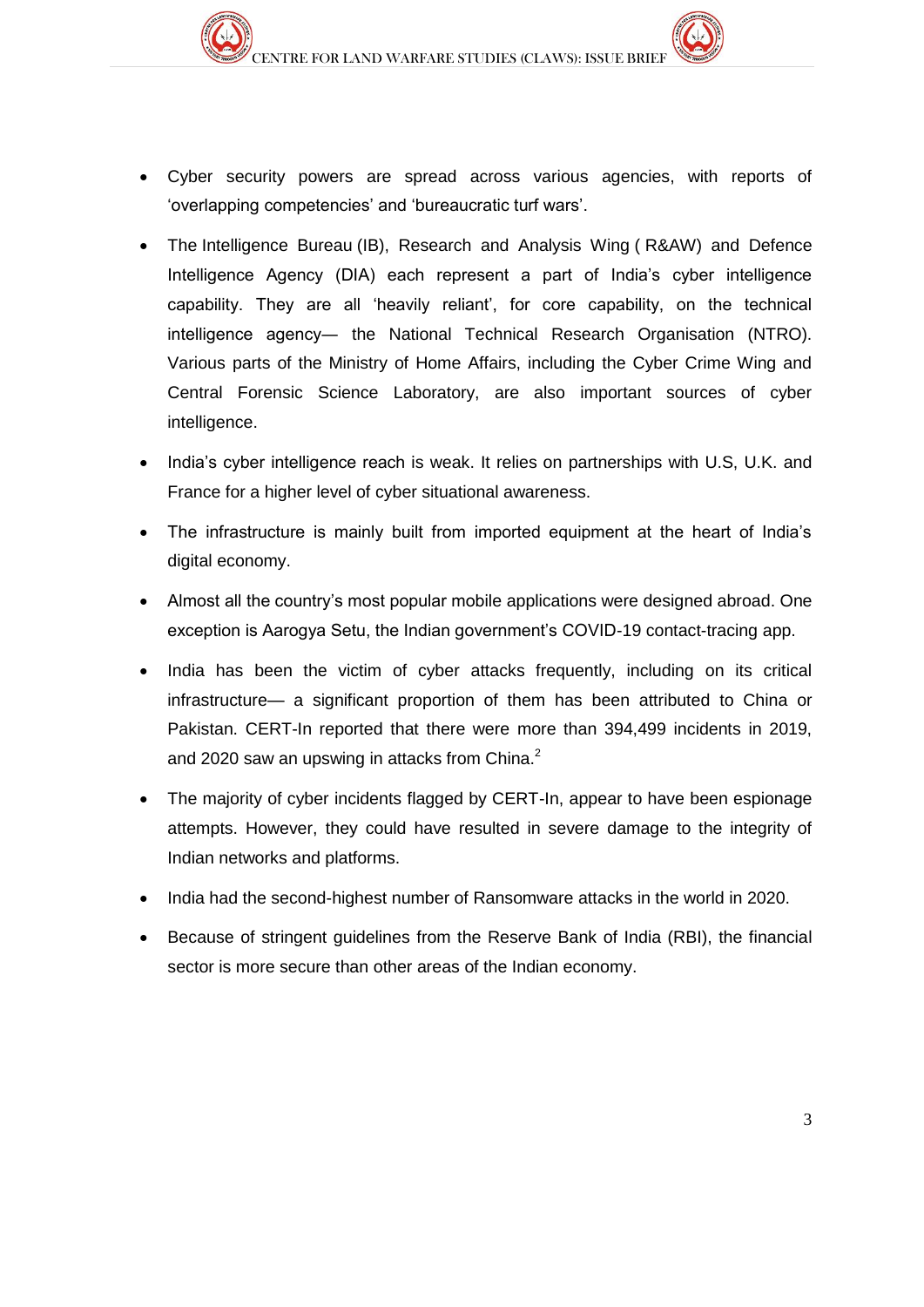- Cyber security powers are spread across various agencies, with reports of 'overlapping competencies' and 'bureaucratic turf wars'.
- The Intelligence Bureau (IB), Research and Analysis Wing ( R&AW) and Defence Intelligence Agency (DIA) each represent a part of India's cyber intelligence capability. They are all 'heavily reliant', for core capability, on the technical intelligence agency— the National Technical Research Organisation (NTRO). Various parts of the Ministry of Home Affairs, including the Cyber Crime Wing and Central Forensic Science Laboratory, are also important sources of cyber intelligence.
- India's cyber intelligence reach is weak. It relies on partnerships with U.S, U.K. and France for a higher level of cyber situational awareness.
- The infrastructure is mainly built from imported equipment at the heart of India's digital economy.
- Almost all the country's most popular mobile applications were designed abroad. One exception is Aarogya Setu, the Indian government's COVID-19 contact-tracing app.
- India has been the victim of cyber attacks frequently, including on its critical infrastructure— a significant proportion of them has been attributed to China or Pakistan. CERT-In reported that there were more than 394,499 incidents in 2019, and 2020 saw an upswing in attacks from China.[2]
- The majority of cyber incidents flagged by CERT-In, appear to have been espionage attempts. However, they could have resulted in severe damage to the integrity of Indian networks and platforms.
- India had the second-highest number of Ransomware attacks in the world in 2020.
- Because of stringent guidelines from the Reserve Bank of India (RBI), the financial sector is more secure than other areas of the Indian economy.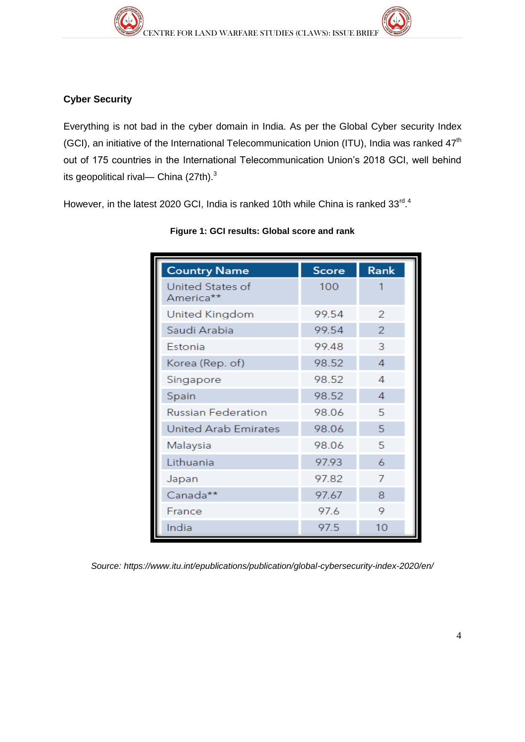**Cyber Security**

Everything is not bad in the cyber domain in India. As per the Global Cyber security Index (GCI), an initiative of the International Telecommunication Union (ITU), India was ranked 47th out of 175 countries in the International Telecommunication Union's 2018 GCI, well behind its geopolitical rival— China (27th).[3]

However, in the latest 2020 GCI, India is ranked 10th while China is ranked 33rd.[4]

**Figure 1: GCI results: Global score and rank**

| Country Name | Score | Rank |
|---|---|---|
| United States of America** | 100 | 1 |
| United Kingdom | 99.54 | 2 |
| Saudi Arabia | 99.54 | 2 |
| Estonia | 99.48 | 3 |
| Korea (Rep. of) | 98.52 | 4 |
| Singapore | 98.52 | 4 |
| Spain | 98.52 | 4 |
| Russian Federation | 98.06 | 5 |
| United Arab Emirates | 98.06 | 5 |
| Malaysia | 98.06 | 5 |
| Lithuania | 97.93 | 6 |
| Japan | 97.82 | 7 |
| Canada** | 97.67 | 8 |
| France | 97.6 | 9 |
| India | 97.5 | 10 |

*Source: https://www.itu.int/epublications/publication/global-cybersecurity-index-2020/en/*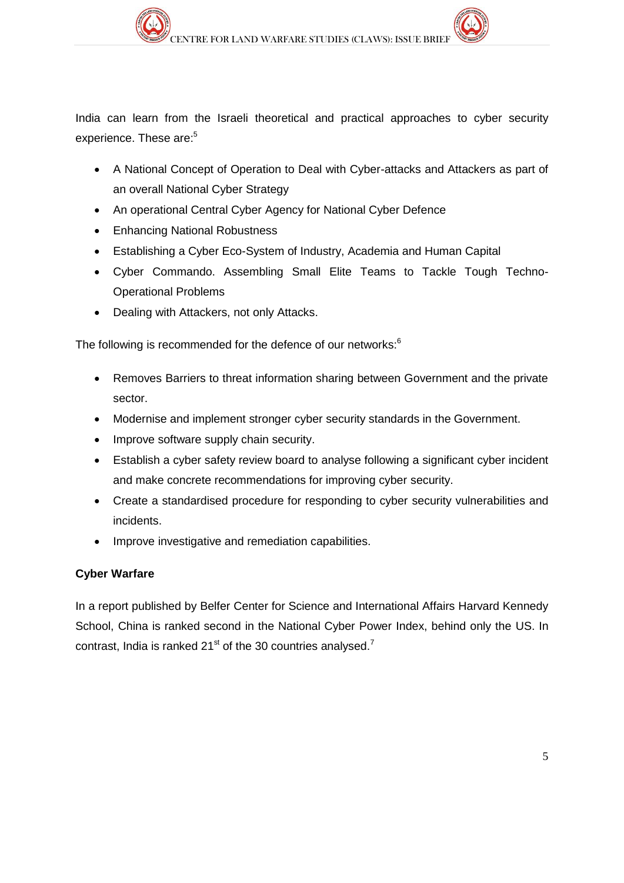India can learn from the Israeli theoretical and practical approaches to cyber security experience. These are:[5]

- A National Concept of Operation to Deal with Cyber-attacks and Attackers as part of an overall National Cyber Strategy
- An operational Central Cyber Agency for National Cyber Defence
- Enhancing National Robustness
- Establishing a Cyber Eco-System of Industry, Academia and Human Capital
- Cyber Commando. Assembling Small Elite Teams to Tackle Tough Techno-Operational Problems
- Dealing with Attackers, not only Attacks.

The following is recommended for the defence of our networks:[6]

- Removes Barriers to threat information sharing between Government and the private sector.
- Modernise and implement stronger cyber security standards in the Government.
- Improve software supply chain security.
- Establish a cyber safety review board to analyse following a significant cyber incident and make concrete recommendations for improving cyber security.
- Create a standardised procedure for responding to cyber security vulnerabilities and incidents.
- Improve investigative and remediation capabilities.

**Cyber Warfare**

In a report published by Belfer Center for Science and International Affairs Harvard Kennedy School, China is ranked second in the National Cyber Power Index, behind only the US. In contrast, India is ranked 21st of the 30 countries analysed.[7]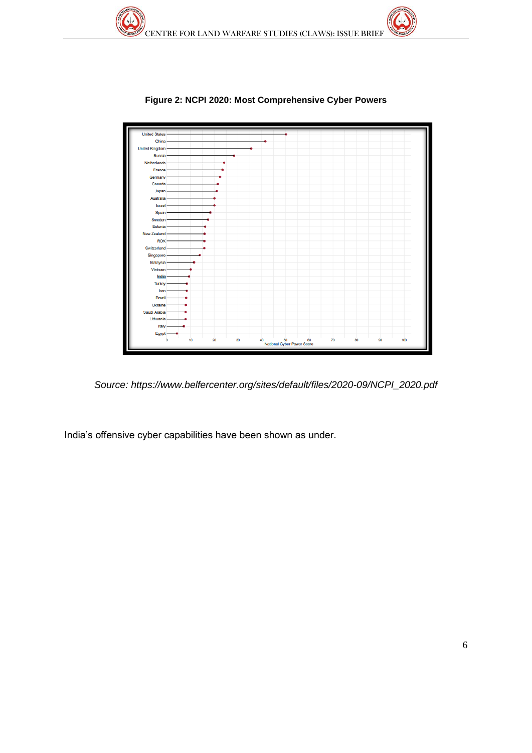**Figure 2: NCPI 2020: Most Comprehensive Cyber Powers**

*Source: https://www.belfercenter.org/sites/default/files/2020-09/NCPI_2020.pdf*

India's offensive cyber capabilities have been shown as under.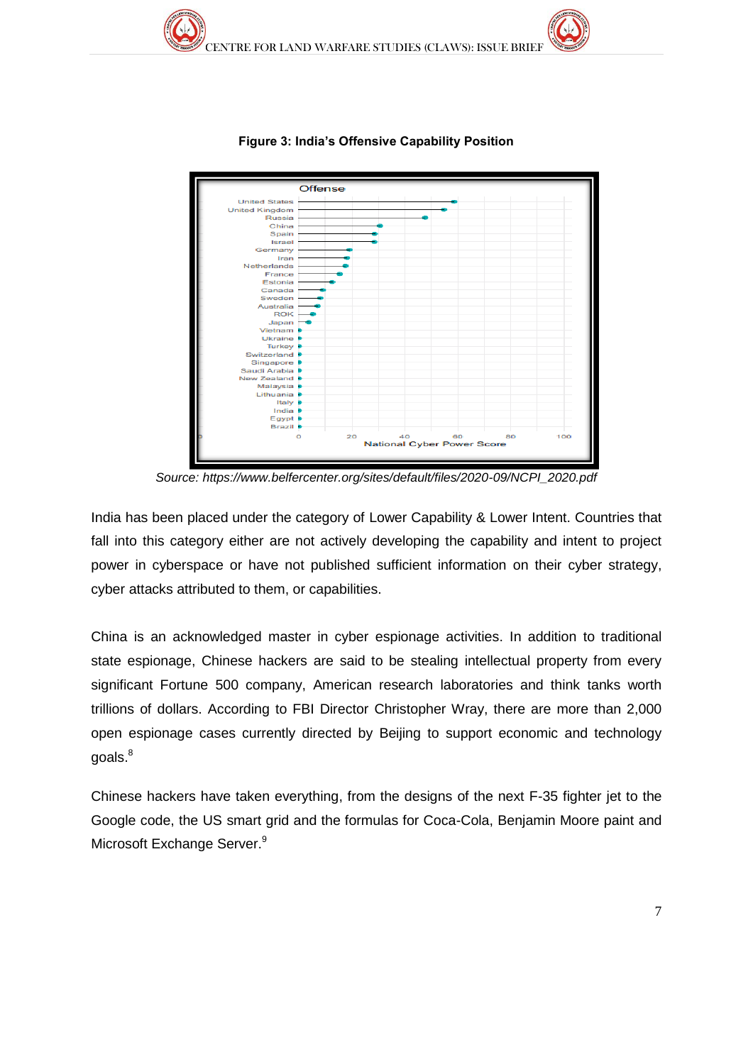**Figure 3: India's Offensive Capability Position**

*Source: https://www.belfercenter.org/sites/default/files/2020-09/NCPI_2020.pdf*

India has been placed under the category of Lower Capability & Lower Intent. Countries that fall into this category either are not actively developing the capability and intent to project power in cyberspace or have not published sufficient information on their cyber strategy, cyber attacks attributed to them, or capabilities.

China is an acknowledged master in cyber espionage activities. In addition to traditional state espionage, Chinese hackers are said to be stealing intellectual property from every significant Fortune 500 company, American research laboratories and think tanks worth trillions of dollars. According to FBI Director Christopher Wray, there are more than 2,000 open espionage cases currently directed by Beijing to support economic and technology goals.[8]

Chinese hackers have taken everything, from the designs of the next F-35 fighter jet to the Google code, the US smart grid and the formulas for Coca-Cola, Benjamin Moore paint and Microsoft Exchange Server.[9]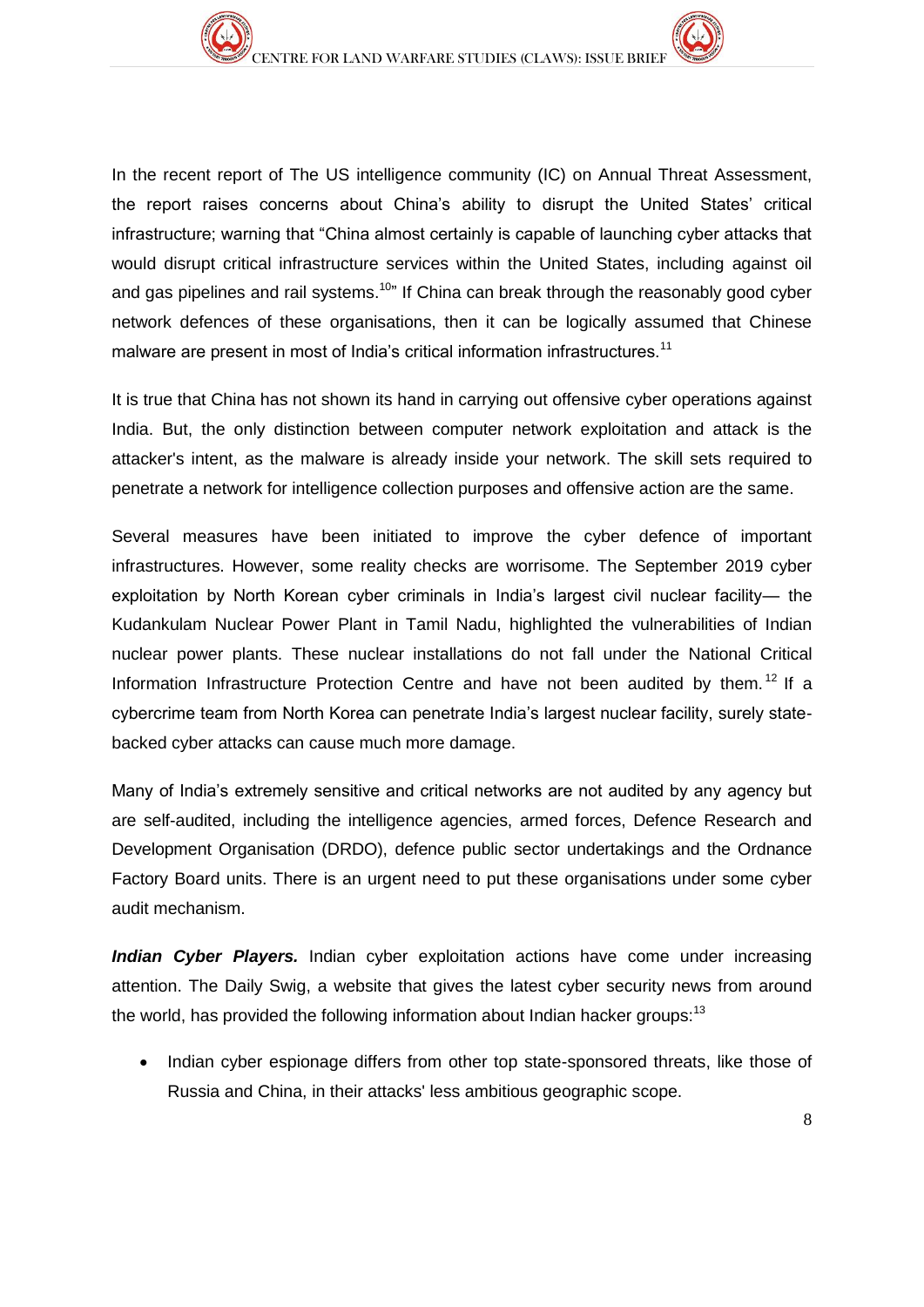In the recent report of The US intelligence community (IC) on Annual Threat Assessment, the report raises concerns about China's ability to disrupt the United States' critical infrastructure; warning that "China almost certainly is capable of launching cyber attacks that would disrupt critical infrastructure services within the United States, including against oil and gas pipelines and rail systems.[10]" If China can break through the reasonably good cyber network defences of these organisations, then it can be logically assumed that Chinese malware are present in most of India's critical information infrastructures.[11]

It is true that China has not shown its hand in carrying out offensive cyber operations against India. But, the only distinction between computer network exploitation and attack is the attacker's intent, as the malware is already inside your network. The skill sets required to penetrate a network for intelligence collection purposes and offensive action are the same.

Several measures have been initiated to improve the cyber defence of important infrastructures. However, some reality checks are worrisome. The September 2019 cyber exploitation by North Korean cyber criminals in India's largest civil nuclear facility— the Kudankulam Nuclear Power Plant in Tamil Nadu, highlighted the vulnerabilities of Indian nuclear power plants. These nuclear installations do not fall under the National Critical Information Infrastructure Protection Centre and have not been audited by them.[12] If a cybercrime team from North Korea can penetrate India's largest nuclear facility, surely state-backed cyber attacks can cause much more damage.

Many of India's extremely sensitive and critical networks are not audited by any agency but are self-audited, including the intelligence agencies, armed forces, Defence Research and Development Organisation (DRDO), defence public sector undertakings and the Ordnance Factory Board units. There is an urgent need to put these organisations under some cyber audit mechanism.

***Indian Cyber Players.*** Indian cyber exploitation actions have come under increasing attention. The Daily Swig, a website that gives the latest cyber security news from around the world, has provided the following information about Indian hacker groups:[13]

- Indian cyber espionage differs from other top state-sponsored threats, like those of Russia and China, in their attacks' less ambitious geographic scope.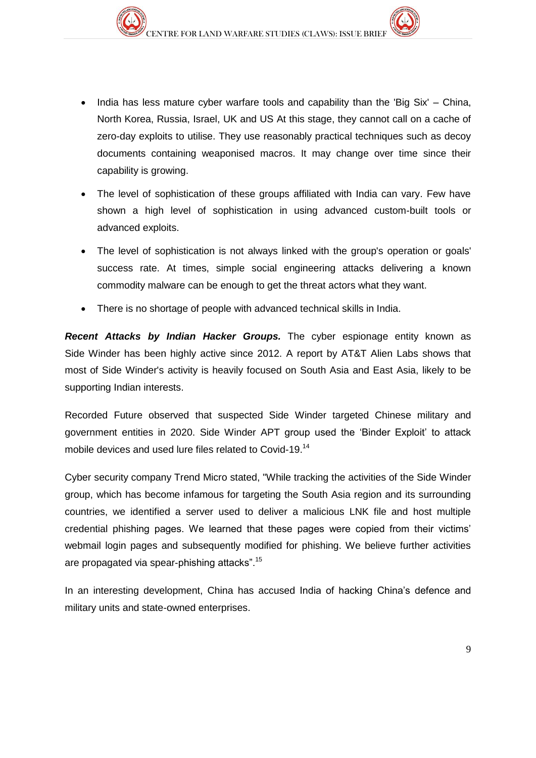- India has less mature cyber warfare tools and capability than the 'Big Six' – China, North Korea, Russia, Israel, UK and US At this stage, they cannot call on a cache of zero-day exploits to utilise. They use reasonably practical techniques such as decoy documents containing weaponised macros. It may change over time since their capability is growing.
- The level of sophistication of these groups affiliated with India can vary. Few have shown a high level of sophistication in using advanced custom-built tools or advanced exploits.
- The level of sophistication is not always linked with the group's operation or goals' success rate. At times, simple social engineering attacks delivering a known commodity malware can be enough to get the threat actors what they want.
- There is no shortage of people with advanced technical skills in India.

***Recent Attacks by Indian Hacker Groups.*** The cyber espionage entity known as Side Winder has been highly active since 2012. A report by AT&T Alien Labs shows that most of Side Winder's activity is heavily focused on South Asia and East Asia, likely to be supporting Indian interests.

Recorded Future observed that suspected Side Winder targeted Chinese military and government entities in 2020. Side Winder APT group used the 'Binder Exploit' to attack mobile devices and used lure files related to Covid-19.[14]

Cyber security company Trend Micro stated, "While tracking the activities of the Side Winder group, which has become infamous for targeting the South Asia region and its surrounding countries, we identified a server used to deliver a malicious LNK file and host multiple credential phishing pages. We learned that these pages were copied from their victims' webmail login pages and subsequently modified for phishing. We believe further activities are propagated via spear-phishing attacks".[15]

In an interesting development, China has accused India of hacking China's defence and military units and state-owned enterprises.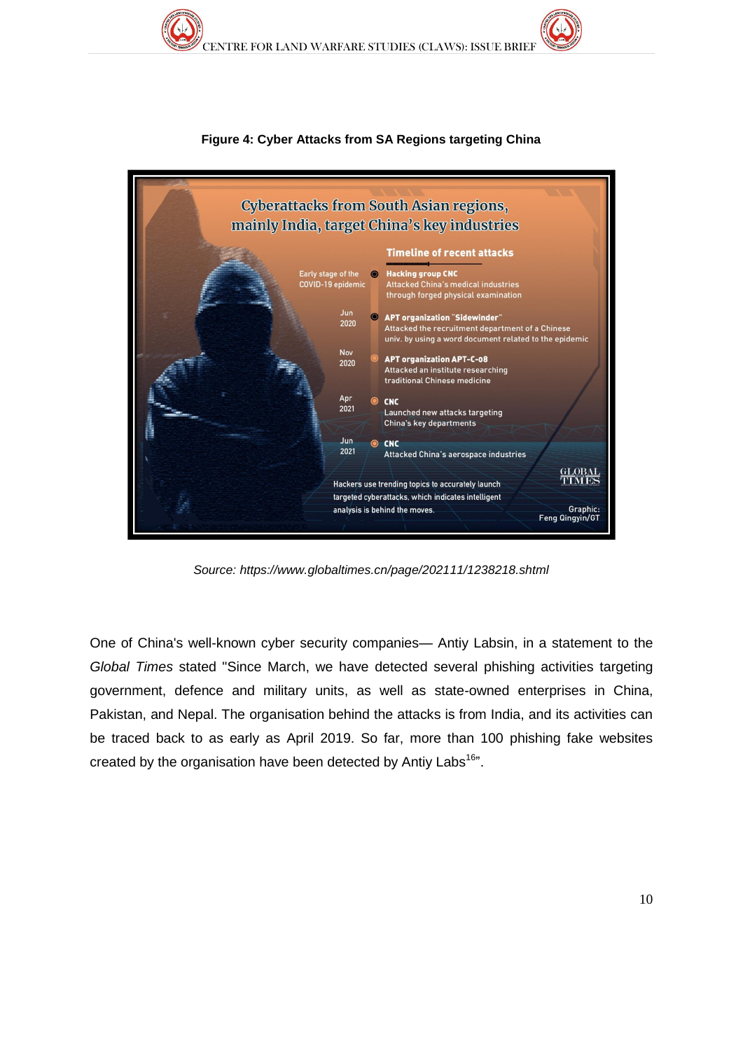**Figure 4: Cyber Attacks from SA Regions targeting China**

Cyberattacks from South Asian regions, mainly India, target China's key industries

Timeline of recent attacks

| | |
|---|---|
| Early stage of the COVID-19 epidemic | **Hacking group CNC** Attacked China's medical industries through forged physical examination |
| Jun 2020 | **APT organization "Sidewinder"** Attacked the recruitment department of a Chinese univ. by using a word document related to the epidemic |
| Nov 2020 | **APT organization APT-C-08** Attacked an institute researching traditional Chinese medicine |
| Apr 2021 | **CNC** Launched new attacks targeting China's key departments |
| Jun 2021 | **CNC** Attacked China's aerospace industries |

Hackers use trending topics to accurately launch targeted cyberattacks, which indicates intelligent analysis is behind the moves.

GLOBAL TIMES — Graphic: Feng Qingyin/GT

*Source: https://www.globaltimes.cn/page/202111/1238218.shtml*

One of China's well-known cyber security companies— Antiy Labsin, in a statement to the *Global Times* stated "Since March, we have detected several phishing activities targeting government, defence and military units, as well as state-owned enterprises in China, Pakistan, and Nepal. The organisation behind the attacks is from India, and its activities can be traced back to as early as April 2019. So far, more than 100 phishing fake websites created by the organisation have been detected by Antiy Labs[16]".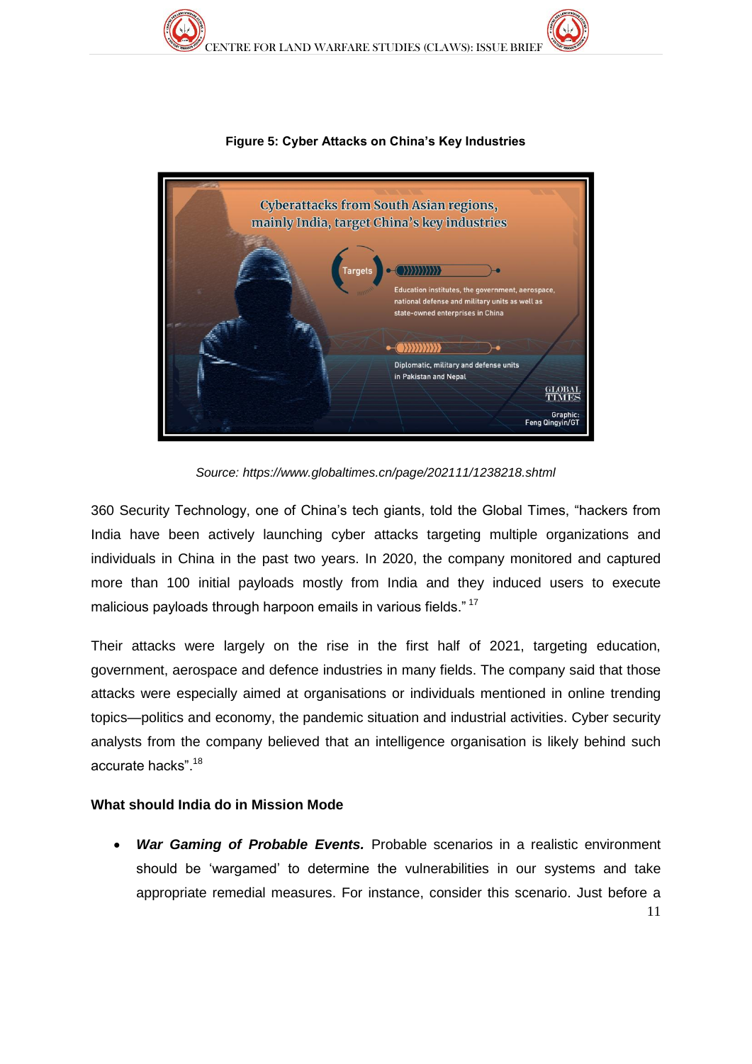**Figure 5: Cyber Attacks on China's Key Industries**

Cyberattacks from South Asian regions, mainly India, target China's key industries

Targets

Education institutes, the government, aerospace, national defense and military units as well as state-owned enterprises in China

Diplomatic, military and defense units in Pakistan and Nepal

GLOBAL TIMES

Graphic: Feng Qingyin/GT

*Source: https://www.globaltimes.cn/page/202111/1238218.shtml*

360 Security Technology, one of China's tech giants, told the Global Times, "hackers from India have been actively launching cyber attacks targeting multiple organizations and individuals in China in the past two years. In 2020, the company monitored and captured more than 100 initial payloads mostly from India and they induced users to execute malicious payloads through harpoon emails in various fields." [17]

Their attacks were largely on the rise in the first half of 2021, targeting education, government, aerospace and defence industries in many fields. The company said that those attacks were especially aimed at organisations or individuals mentioned in online trending topics—politics and economy, the pandemic situation and industrial activities. Cyber security analysts from the company believed that an intelligence organisation is likely behind such accurate hacks".[18]

**What should India do in Mission Mode**

- ***War Gaming of Probable Events.*** Probable scenarios in a realistic environment should be 'wargamed' to determine the vulnerabilities in our systems and take appropriate remedial measures. For instance, consider this scenario. Just before a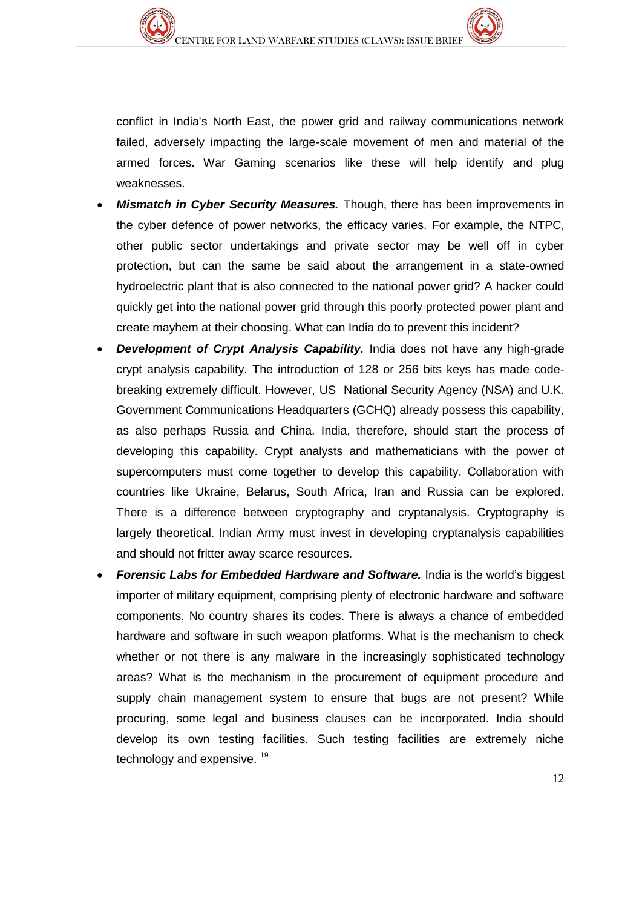conflict in India's North East, the power grid and railway communications network failed, adversely impacting the large-scale movement of men and material of the armed forces. War Gaming scenarios like these will help identify and plug weaknesses.

- ***Mismatch in Cyber Security Measures.*** Though, there has been improvements in the cyber defence of power networks, the efficacy varies. For example, the NTPC, other public sector undertakings and private sector may be well off in cyber protection, but can the same be said about the arrangement in a state-owned hydroelectric plant that is also connected to the national power grid? A hacker could quickly get into the national power grid through this poorly protected power plant and create mayhem at their choosing. What can India do to prevent this incident?
- ***Development of Crypt Analysis Capability.*** India does not have any high-grade crypt analysis capability. The introduction of 128 or 256 bits keys has made code-breaking extremely difficult. However, US National Security Agency (NSA) and U.K. Government Communications Headquarters (GCHQ) already possess this capability, as also perhaps Russia and China. India, therefore, should start the process of developing this capability. Crypt analysts and mathematicians with the power of supercomputers must come together to develop this capability. Collaboration with countries like Ukraine, Belarus, South Africa, Iran and Russia can be explored. There is a difference between cryptography and cryptanalysis. Cryptography is largely theoretical. Indian Army must invest in developing cryptanalysis capabilities and should not fritter away scarce resources.
- ***Forensic Labs for Embedded Hardware and Software.*** India is the world's biggest importer of military equipment, comprising plenty of electronic hardware and software components. No country shares its codes. There is always a chance of embedded hardware and software in such weapon platforms. What is the mechanism to check whether or not there is any malware in the increasingly sophisticated technology areas? What is the mechanism in the procurement of equipment procedure and supply chain management system to ensure that bugs are not present? While procuring, some legal and business clauses can be incorporated. India should develop its own testing facilities. Such testing facilities are extremely niche technology and expensive. [19]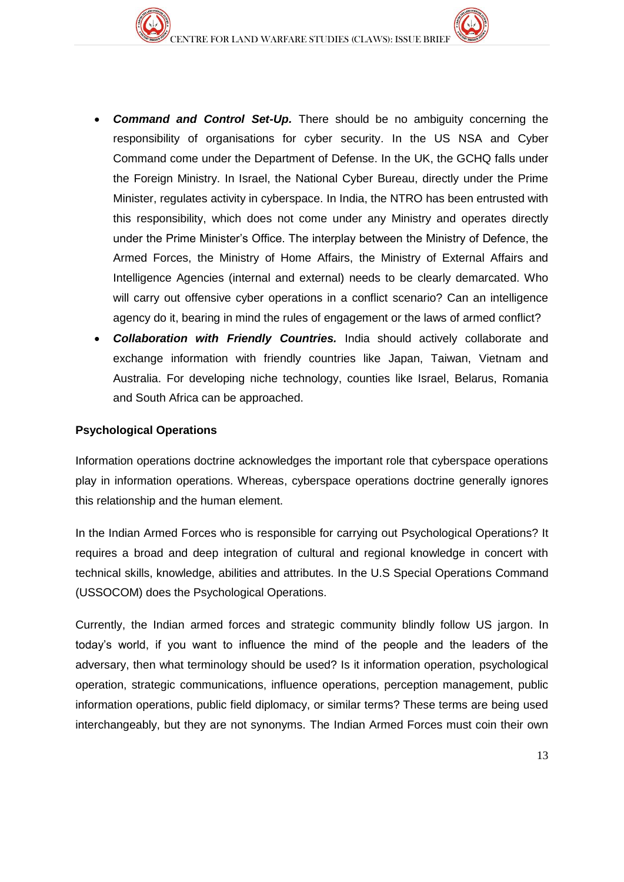- ***Command and Control Set-Up.*** There should be no ambiguity concerning the responsibility of organisations for cyber security. In the US NSA and Cyber Command come under the Department of Defense. In the UK, the GCHQ falls under the Foreign Ministry. In Israel, the National Cyber Bureau, directly under the Prime Minister, regulates activity in cyberspace. In India, the NTRO has been entrusted with this responsibility, which does not come under any Ministry and operates directly under the Prime Minister's Office. The interplay between the Ministry of Defence, the Armed Forces, the Ministry of Home Affairs, the Ministry of External Affairs and Intelligence Agencies (internal and external) needs to be clearly demarcated. Who will carry out offensive cyber operations in a conflict scenario? Can an intelligence agency do it, bearing in mind the rules of engagement or the laws of armed conflict?
- ***Collaboration with Friendly Countries.*** India should actively collaborate and exchange information with friendly countries like Japan, Taiwan, Vietnam and Australia. For developing niche technology, counties like Israel, Belarus, Romania and South Africa can be approached.

**Psychological Operations**

Information operations doctrine acknowledges the important role that cyberspace operations play in information operations. Whereas, cyberspace operations doctrine generally ignores this relationship and the human element.

In the Indian Armed Forces who is responsible for carrying out Psychological Operations? It requires a broad and deep integration of cultural and regional knowledge in concert with technical skills, knowledge, abilities and attributes. In the U.S Special Operations Command (USSOCOM) does the Psychological Operations.

Currently, the Indian armed forces and strategic community blindly follow US jargon. In today's world, if you want to influence the mind of the people and the leaders of the adversary, then what terminology should be used? Is it information operation, psychological operation, strategic communications, influence operations, perception management, public information operations, public field diplomacy, or similar terms? These terms are being used interchangeably, but they are not synonyms. The Indian Armed Forces must coin their own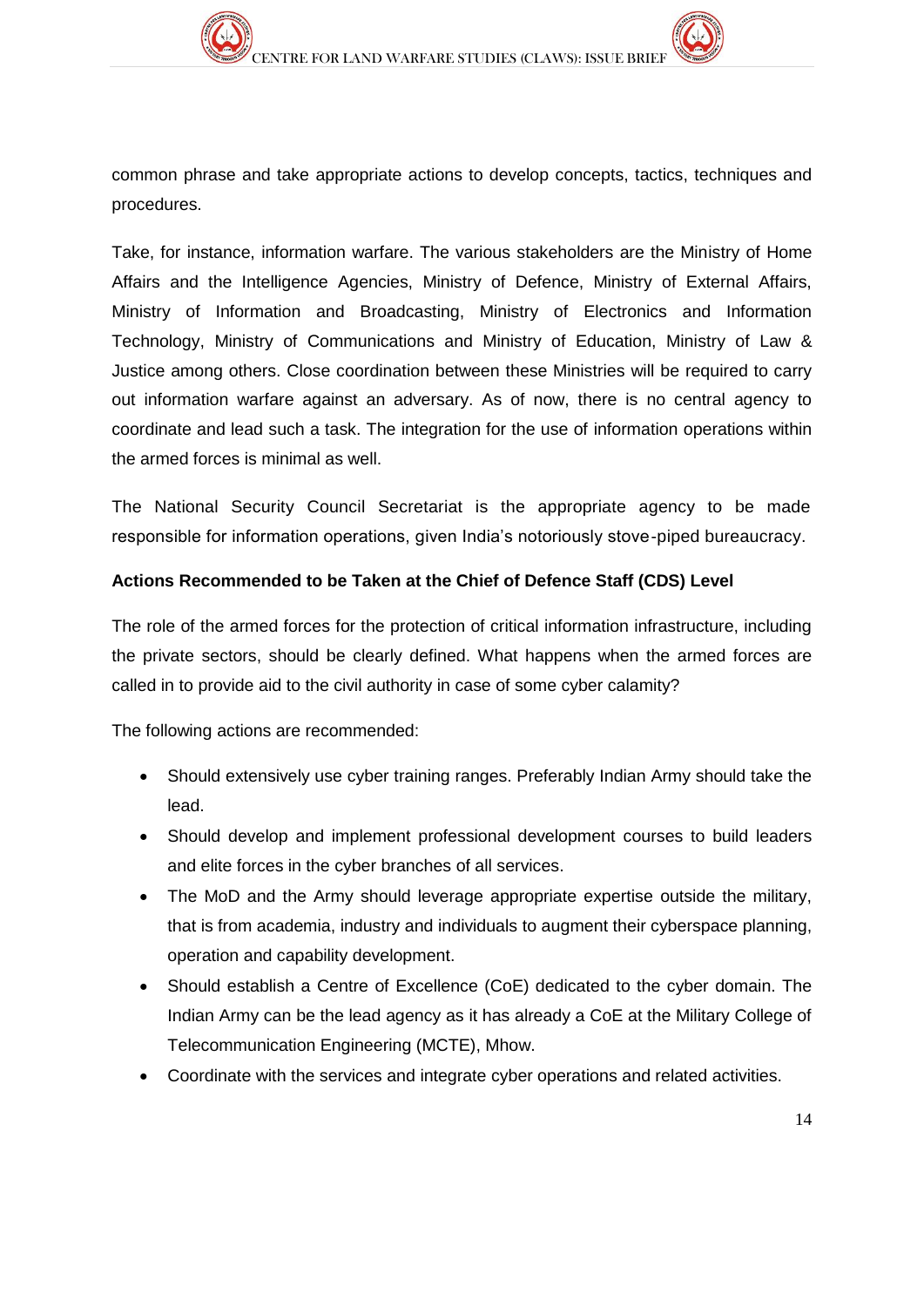common phrase and take appropriate actions to develop concepts, tactics, techniques and procedures.

Take, for instance, information warfare. The various stakeholders are the Ministry of Home Affairs and the Intelligence Agencies, Ministry of Defence, Ministry of External Affairs, Ministry of Information and Broadcasting, Ministry of Electronics and Information Technology, Ministry of Communications and Ministry of Education, Ministry of Law & Justice among others. Close coordination between these Ministries will be required to carry out information warfare against an adversary. As of now, there is no central agency to coordinate and lead such a task. The integration for the use of information operations within the armed forces is minimal as well.

The National Security Council Secretariat is the appropriate agency to be made responsible for information operations, given India's notoriously stove-piped bureaucracy.

**Actions Recommended to be Taken at the Chief of Defence Staff (CDS) Level**

The role of the armed forces for the protection of critical information infrastructure, including the private sectors, should be clearly defined. What happens when the armed forces are called in to provide aid to the civil authority in case of some cyber calamity?

The following actions are recommended:

- Should extensively use cyber training ranges. Preferably Indian Army should take the lead.
- Should develop and implement professional development courses to build leaders and elite forces in the cyber branches of all services.
- The MoD and the Army should leverage appropriate expertise outside the military, that is from academia, industry and individuals to augment their cyberspace planning, operation and capability development.
- Should establish a Centre of Excellence (CoE) dedicated to the cyber domain. The Indian Army can be the lead agency as it has already a CoE at the Military College of Telecommunication Engineering (MCTE), Mhow.
- Coordinate with the services and integrate cyber operations and related activities.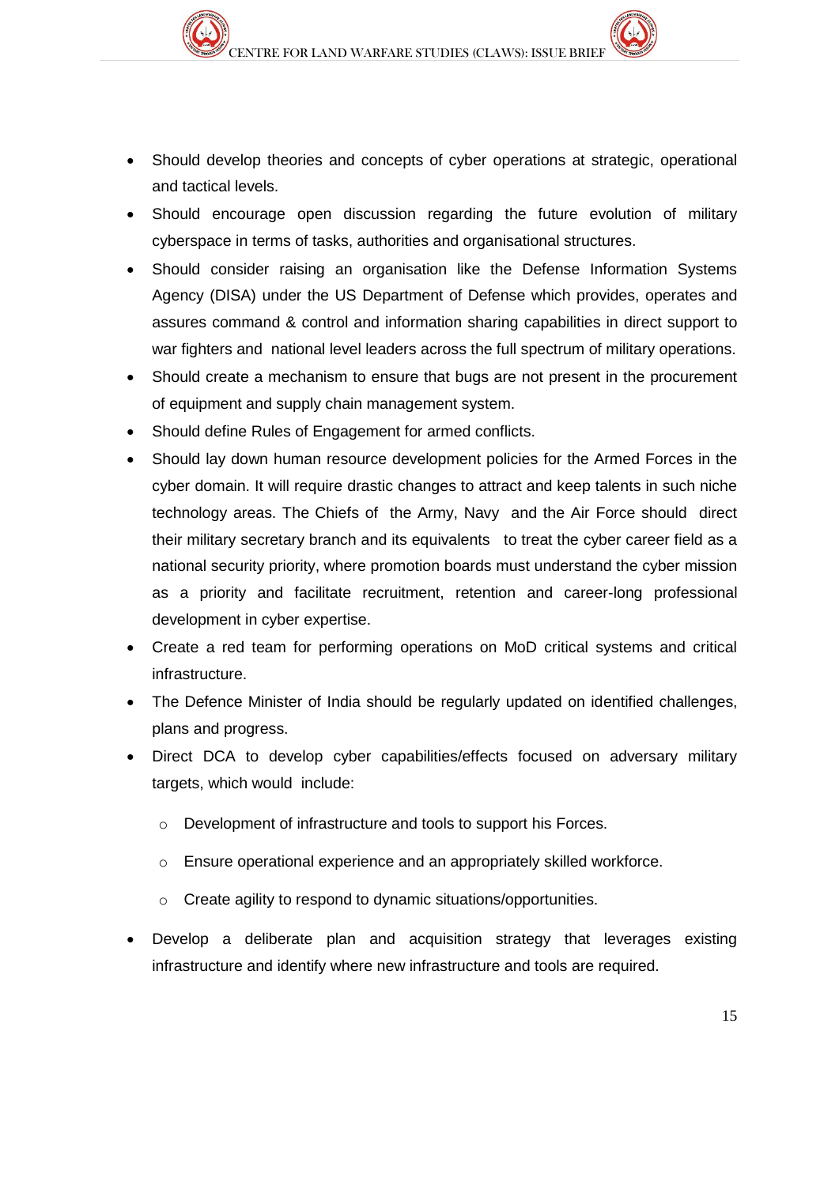- Should develop theories and concepts of cyber operations at strategic, operational and tactical levels.
- Should encourage open discussion regarding the future evolution of military cyberspace in terms of tasks, authorities and organisational structures.
- Should consider raising an organisation like the Defense Information Systems Agency (DISA) under the US Department of Defense which provides, operates and assures command & control and information sharing capabilities in direct support to war fighters and national level leaders across the full spectrum of military operations.
- Should create a mechanism to ensure that bugs are not present in the procurement of equipment and supply chain management system.
- Should define Rules of Engagement for armed conflicts.
- Should lay down human resource development policies for the Armed Forces in the cyber domain. It will require drastic changes to attract and keep talents in such niche technology areas. The Chiefs of the Army, Navy and the Air Force should direct their military secretary branch and its equivalents to treat the cyber career field as a national security priority, where promotion boards must understand the cyber mission as a priority and facilitate recruitment, retention and career-long professional development in cyber expertise.
- Create a red team for performing operations on MoD critical systems and critical infrastructure.
- The Defence Minister of India should be regularly updated on identified challenges, plans and progress.
- Direct DCA to develop cyber capabilities/effects focused on adversary military targets, which would include:
  - Development of infrastructure and tools to support his Forces.
  - Ensure operational experience and an appropriately skilled workforce.
  - Create agility to respond to dynamic situations/opportunities.
- Develop a deliberate plan and acquisition strategy that leverages existing infrastructure and identify where new infrastructure and tools are required.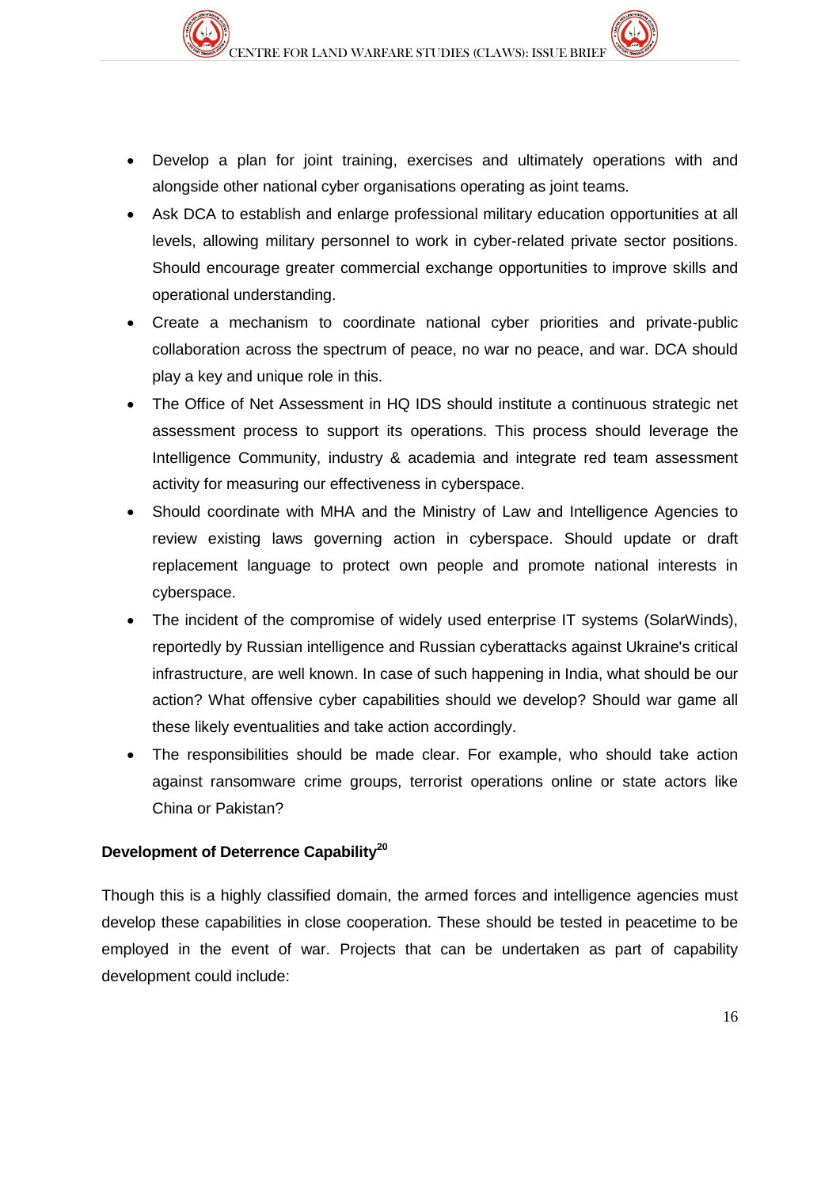- Develop a plan for joint training, exercises and ultimately operations with and alongside other national cyber organisations operating as joint teams.
- Ask DCA to establish and enlarge professional military education opportunities at all levels, allowing military personnel to work in cyber-related private sector positions. Should encourage greater commercial exchange opportunities to improve skills and operational understanding.
- Create a mechanism to coordinate national cyber priorities and private-public collaboration across the spectrum of peace, no war no peace, and war. DCA should play a key and unique role in this.
- The Office of Net Assessment in HQ IDS should institute a continuous strategic net assessment process to support its operations. This process should leverage the Intelligence Community, industry & academia and integrate red team assessment activity for measuring our effectiveness in cyberspace.
- Should coordinate with MHA and the Ministry of Law and Intelligence Agencies to review existing laws governing action in cyberspace. Should update or draft replacement language to protect own people and promote national interests in cyberspace.
- The incident of the compromise of widely used enterprise IT systems (SolarWinds), reportedly by Russian intelligence and Russian cyberattacks against Ukraine's critical infrastructure, are well known. In case of such happening in India, what should be our action? What offensive cyber capabilities should we develop? Should war game all these likely eventualities and take action accordingly.
- The responsibilities should be made clear. For example, who should take action against ransomware crime groups, terrorist operations online or state actors like China or Pakistan?

**Development of Deterrence Capability[20]**

Though this is a highly classified domain, the armed forces and intelligence agencies must develop these capabilities in close cooperation. These should be tested in peacetime to be employed in the event of war. Projects that can be undertaken as part of capability development could include: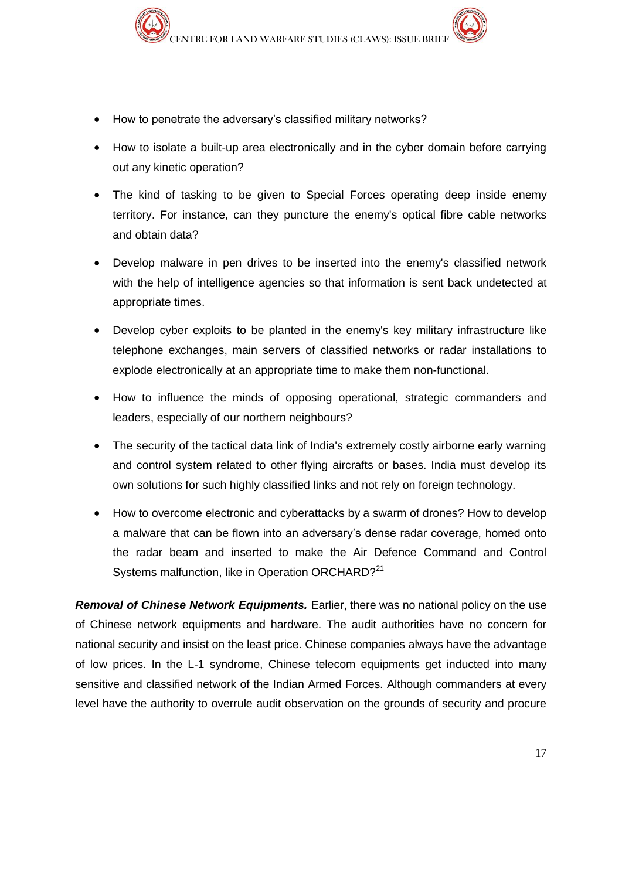- How to penetrate the adversary's classified military networks?
- How to isolate a built-up area electronically and in the cyber domain before carrying out any kinetic operation?
- The kind of tasking to be given to Special Forces operating deep inside enemy territory. For instance, can they puncture the enemy's optical fibre cable networks and obtain data?
- Develop malware in pen drives to be inserted into the enemy's classified network with the help of intelligence agencies so that information is sent back undetected at appropriate times.
- Develop cyber exploits to be planted in the enemy's key military infrastructure like telephone exchanges, main servers of classified networks or radar installations to explode electronically at an appropriate time to make them non-functional.
- How to influence the minds of opposing operational, strategic commanders and leaders, especially of our northern neighbours?
- The security of the tactical data link of India's extremely costly airborne early warning and control system related to other flying aircrafts or bases. India must develop its own solutions for such highly classified links and not rely on foreign technology.
- How to overcome electronic and cyberattacks by a swarm of drones? How to develop a malware that can be flown into an adversary's dense radar coverage, homed onto the radar beam and inserted to make the Air Defence Command and Control Systems malfunction, like in Operation ORCHARD?[21]

***Removal of Chinese Network Equipments.*** Earlier, there was no national policy on the use of Chinese network equipments and hardware. The audit authorities have no concern for national security and insist on the least price. Chinese companies always have the advantage of low prices. In the L-1 syndrome, Chinese telecom equipments get inducted into many sensitive and classified network of the Indian Armed Forces. Although commanders at every level have the authority to overrule audit observation on the grounds of security and procure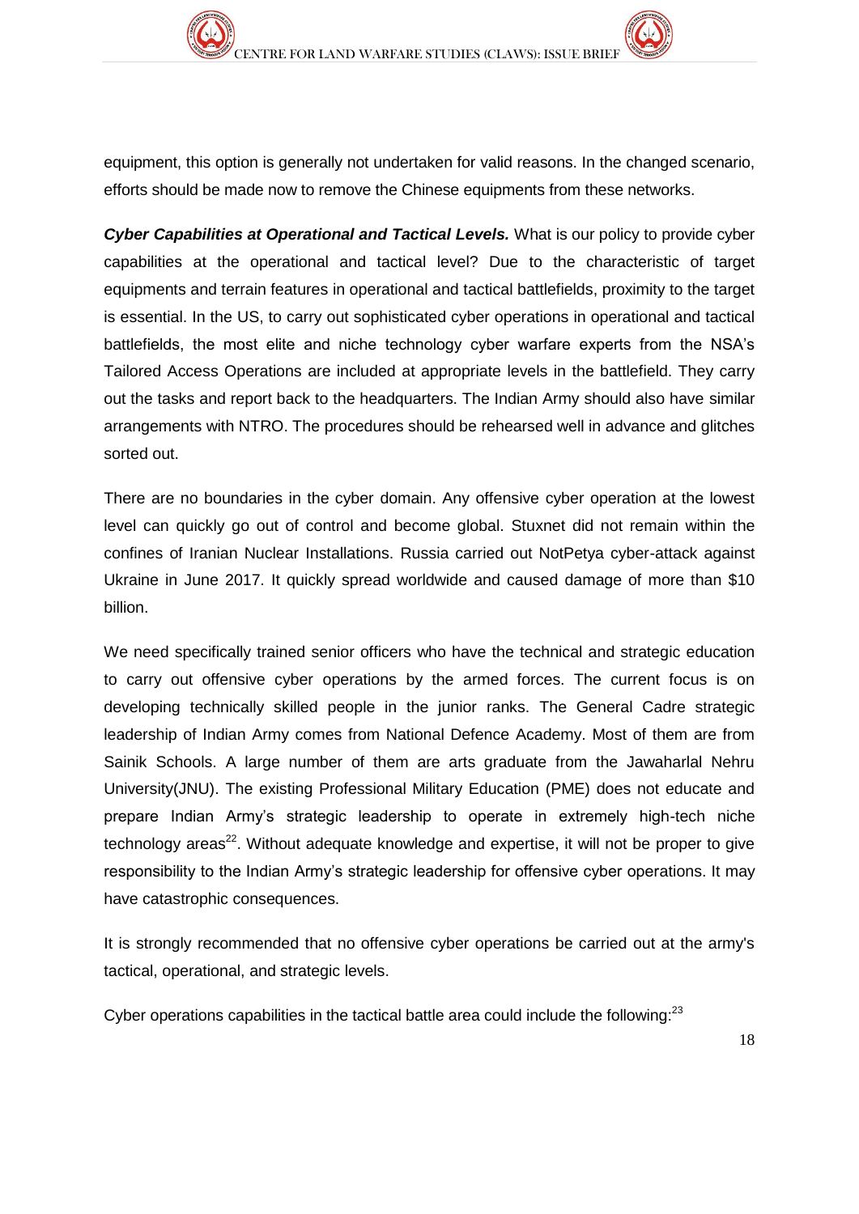equipment, this option is generally not undertaken for valid reasons. In the changed scenario, efforts should be made now to remove the Chinese equipments from these networks.

***Cyber Capabilities at Operational and Tactical Levels.*** What is our policy to provide cyber capabilities at the operational and tactical level? Due to the characteristic of target equipments and terrain features in operational and tactical battlefields, proximity to the target is essential. In the US, to carry out sophisticated cyber operations in operational and tactical battlefields, the most elite and niche technology cyber warfare experts from the NSA's Tailored Access Operations are included at appropriate levels in the battlefield. They carry out the tasks and report back to the headquarters. The Indian Army should also have similar arrangements with NTRO. The procedures should be rehearsed well in advance and glitches sorted out.

There are no boundaries in the cyber domain. Any offensive cyber operation at the lowest level can quickly go out of control and become global. Stuxnet did not remain within the confines of Iranian Nuclear Installations. Russia carried out NotPetya cyber-attack against Ukraine in June 2017. It quickly spread worldwide and caused damage of more than $10 billion.

We need specifically trained senior officers who have the technical and strategic education to carry out offensive cyber operations by the armed forces. The current focus is on developing technically skilled people in the junior ranks. The General Cadre strategic leadership of Indian Army comes from National Defence Academy. Most of them are from Sainik Schools. A large number of them are arts graduate from the Jawaharlal Nehru University(JNU). The existing Professional Military Education (PME) does not educate and prepare Indian Army's strategic leadership to operate in extremely high-tech niche technology areas[22]. Without adequate knowledge and expertise, it will not be proper to give responsibility to the Indian Army's strategic leadership for offensive cyber operations. It may have catastrophic consequences.

It is strongly recommended that no offensive cyber operations be carried out at the army's tactical, operational, and strategic levels.

Cyber operations capabilities in the tactical battle area could include the following:[23]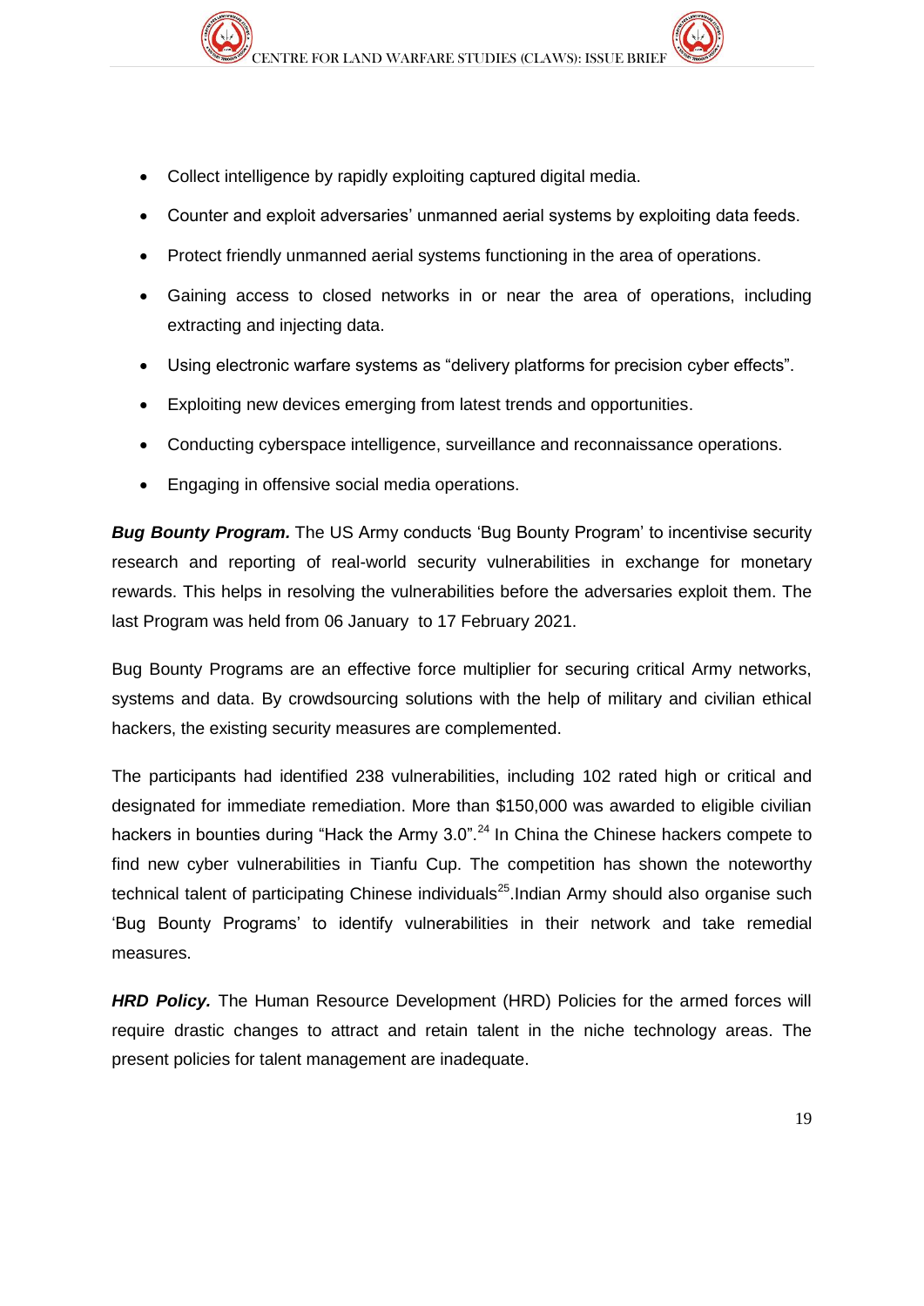- Collect intelligence by rapidly exploiting captured digital media.
- Counter and exploit adversaries' unmanned aerial systems by exploiting data feeds.
- Protect friendly unmanned aerial systems functioning in the area of operations.
- Gaining access to closed networks in or near the area of operations, including extracting and injecting data.
- Using electronic warfare systems as "delivery platforms for precision cyber effects".
- Exploiting new devices emerging from latest trends and opportunities.
- Conducting cyberspace intelligence, surveillance and reconnaissance operations.
- Engaging in offensive social media operations.

***Bug Bounty Program.*** The US Army conducts 'Bug Bounty Program' to incentivise security research and reporting of real-world security vulnerabilities in exchange for monetary rewards. This helps in resolving the vulnerabilities before the adversaries exploit them. The last Program was held from 06 January to 17 February 2021.

Bug Bounty Programs are an effective force multiplier for securing critical Army networks, systems and data. By crowdsourcing solutions with the help of military and civilian ethical hackers, the existing security measures are complemented.

The participants had identified 238 vulnerabilities, including 102 rated high or critical and designated for immediate remediation. More than $150,000 was awarded to eligible civilian hackers in bounties during "Hack the Army 3.0".[24] In China the Chinese hackers compete to find new cyber vulnerabilities in Tianfu Cup. The competition has shown the noteworthy technical talent of participating Chinese individuals[25].Indian Army should also organise such 'Bug Bounty Programs' to identify vulnerabilities in their network and take remedial measures.

***HRD Policy.*** The Human Resource Development (HRD) Policies for the armed forces will require drastic changes to attract and retain talent in the niche technology areas. The present policies for talent management are inadequate.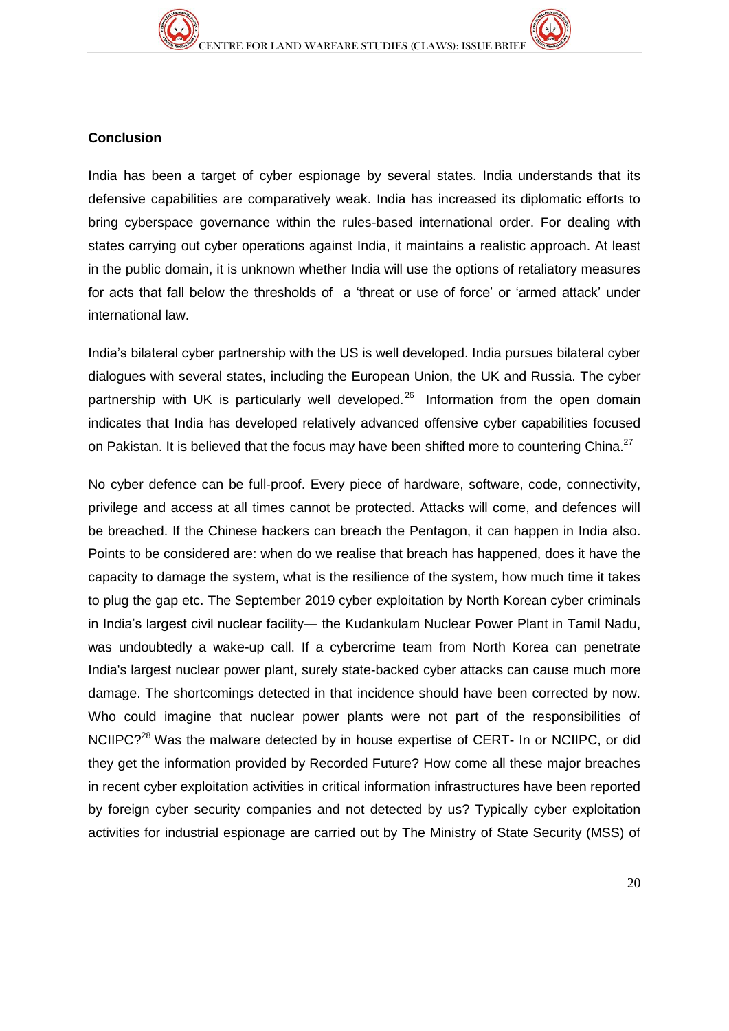**Conclusion**

India has been a target of cyber espionage by several states. India understands that its defensive capabilities are comparatively weak. India has increased its diplomatic efforts to bring cyberspace governance within the rules-based international order. For dealing with states carrying out cyber operations against India, it maintains a realistic approach. At least in the public domain, it is unknown whether India will use the options of retaliatory measures for acts that fall below the thresholds of a 'threat or use of force' or 'armed attack' under international law.

India's bilateral cyber partnership with the US is well developed. India pursues bilateral cyber dialogues with several states, including the European Union, the UK and Russia. The cyber partnership with UK is particularly well developed.[26] Information from the open domain indicates that India has developed relatively advanced offensive cyber capabilities focused on Pakistan. It is believed that the focus may have been shifted more to countering China.[27]

No cyber defence can be full-proof. Every piece of hardware, software, code, connectivity, privilege and access at all times cannot be protected. Attacks will come, and defences will be breached. If the Chinese hackers can breach the Pentagon, it can happen in India also. Points to be considered are: when do we realise that breach has happened, does it have the capacity to damage the system, what is the resilience of the system, how much time it takes to plug the gap etc. The September 2019 cyber exploitation by North Korean cyber criminals in India's largest civil nuclear facility— the Kudankulam Nuclear Power Plant in Tamil Nadu, was undoubtedly a wake-up call. If a cybercrime team from North Korea can penetrate India's largest nuclear power plant, surely state-backed cyber attacks can cause much more damage. The shortcomings detected in that incidence should have been corrected by now. Who could imagine that nuclear power plants were not part of the responsibilities of NCIIPC?[28] Was the malware detected by in house expertise of CERT- In or NCIIPC, or did they get the information provided by Recorded Future? How come all these major breaches in recent cyber exploitation activities in critical information infrastructures have been reported by foreign cyber security companies and not detected by us? Typically cyber exploitation activities for industrial espionage are carried out by The Ministry of State Security (MSS) of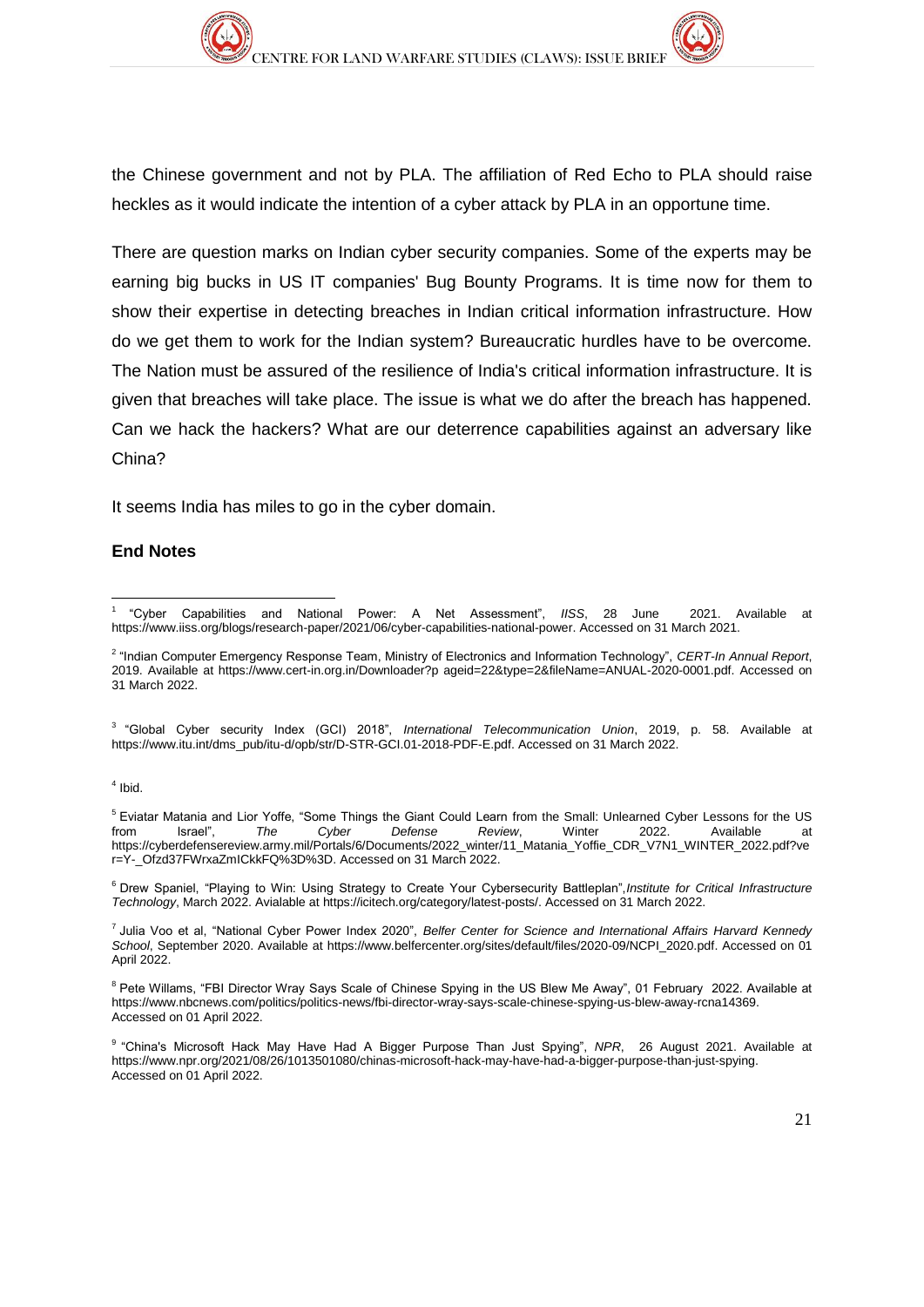the Chinese government and not by PLA. The affiliation of Red Echo to PLA should raise heckles as it would indicate the intention of a cyber attack by PLA in an opportune time.

There are question marks on Indian cyber security companies. Some of the experts may be earning big bucks in US IT companies' Bug Bounty Programs. It is time now for them to show their expertise in detecting breaches in Indian critical information infrastructure. How do we get them to work for the Indian system? Bureaucratic hurdles have to be overcome. The Nation must be assured of the resilience of India's critical information infrastructure. It is given that breaches will take place. The issue is what we do after the breach has happened. Can we hack the hackers? What are our deterrence capabilities against an adversary like China?

It seems India has miles to go in the cyber domain.

**End Notes**

[1] "Cyber Capabilities and National Power: A Net Assessment", *IISS*, 28 June 2021. Available at https://www.iiss.org/blogs/research-paper/2021/06/cyber-capabilities-national-power. Accessed on 31 March 2021.

[2] "Indian Computer Emergency Response Team, Ministry of Electronics and Information Technology", *CERT-In Annual Report*, 2019. Available at https://www.cert-in.org.in/Downloader?p ageid=22&type=2&fileName=ANUAL-2020-0001.pdf. Accessed on 31 March 2022.

[3] "Global Cyber security Index (GCI) 2018", *International Telecommunication Union*, 2019, p. 58. Available at https://www.itu.int/dms_pub/itu-d/opb/str/D-STR-GCI.01-2018-PDF-E.pdf. Accessed on 31 March 2022.

[4] Ibid.

[5] Eviatar Matania and Lior Yoffe, "Some Things the Giant Could Learn from the Small: Unlearned Cyber Lessons for the US from Israel", *The Cyber Defense Review*, Winter 2022. Available at https://cyberdefensereview.army.mil/Portals/6/Documents/2022_winter/11_Matania_Yoffie_CDR_V7N1_WINTER_2022.pdf?ver=Y-_Ofzd37FWrxaZmICkkFQ%3D%3D. Accessed on 31 March 2022.

[6] Drew Spaniel, "Playing to Win: Using Strategy to Create Your Cybersecurity Battleplan",*Institute for Critical Infrastructure Technology*, March 2022. Avialable at https://icitech.org/category/latest-posts/. Accessed on 31 March 2022.

[7] Julia Voo et al, "National Cyber Power Index 2020", *Belfer Center for Science and International Affairs Harvard Kennedy School*, September 2020. Available at https://www.belfercenter.org/sites/default/files/2020-09/NCPI_2020.pdf. Accessed on 01 April 2022.

[8] Pete Willams, "FBI Director Wray Says Scale of Chinese Spying in the US Blew Me Away", 01 February 2022. Available at https://www.nbcnews.com/politics/politics-news/fbi-director-wray-says-scale-chinese-spying-us-blew-away-rcna14369. Accessed on 01 April 2022.

[9] "China's Microsoft Hack May Have Had A Bigger Purpose Than Just Spying", *NPR*, 26 August 2021. Available at https://www.npr.org/2021/08/26/1013501080/chinas-microsoft-hack-may-have-had-a-bigger-purpose-than-just-spying. Accessed on 01 April 2022.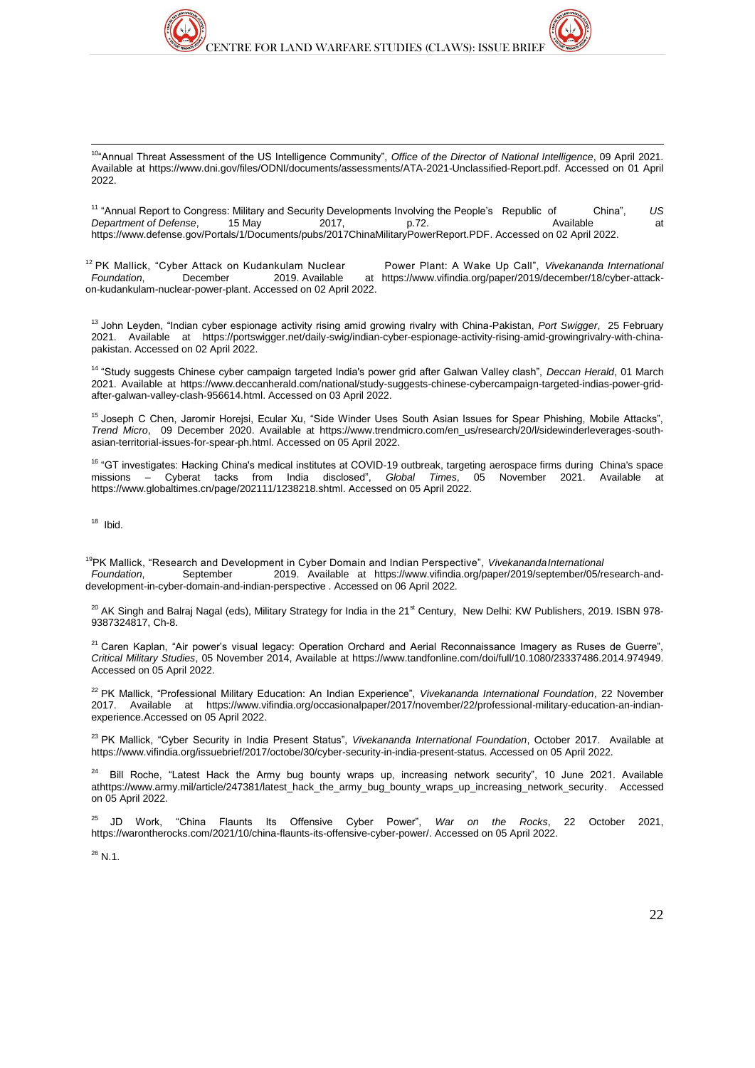[10]"Annual Threat Assessment of the US Intelligence Community", *Office of the Director of National Intelligence*, 09 April 2021. Available at https://www.dni.gov/files/ODNI/documents/assessments/ATA-2021-Unclassified-Report.pdf. Accessed on 01 April 2022.

[11] "Annual Report to Congress: Military and Security Developments Involving the People's Republic of China", *US Department of Defense*, 15 May 2017, p.72. Available at https://www.defense.gov/Portals/1/Documents/pubs/2017ChinaMilitaryPowerReport.PDF. Accessed on 02 April 2022.

[12] PK Mallick, "Cyber Attack on Kudankulam Nuclear Power Plant: A Wake Up Call", *Vivekananda International Foundation*, December 2019. Available at https://www.vifindia.org/paper/2019/december/18/cyber-attack-on-kudankulam-nuclear-power-plant. Accessed on 02 April 2022.

[13] John Leyden, "Indian cyber espionage activity rising amid growing rivalry with China-Pakistan, *Port Swigger*, 25 February 2021. Available at https://portswigger.net/daily-swig/indian-cyber-espionage-activity-rising-amid-growingrivalry-with-china-pakistan. Accessed on 02 April 2022.

[14] "Study suggests Chinese cyber campaign targeted India's power grid after Galwan Valley clash", *Deccan Herald*, 01 March 2021. Available at https://www.deccanherald.com/national/study-suggests-chinese-cybercampaign-targeted-indias-power-grid-after-galwan-valley-clash-956614.html. Accessed on 03 April 2022.

[15] Joseph C Chen, Jaromir Horejsi, Ecular Xu, "Side Winder Uses South Asian Issues for Spear Phishing, Mobile Attacks", *Trend Micro*, 09 December 2020. Available at https://www.trendmicro.com/en_us/research/20/l/sidewinderleverages-south-asian-territorial-issues-for-spear-ph.html. Accessed on 05 April 2022.

[16] "GT investigates: Hacking China's medical institutes at COVID-19 outbreak, targeting aerospace firms during China's space missions – Cyberat tacks from India disclosed", *Global Times*, 05 November 2021. Available at https://www.globaltimes.cn/page/202111/1238218.shtml. Accessed on 05 April 2022.

[18] Ibid.

[19]PK Mallick, "Research and Development in Cyber Domain and Indian Perspective", *VivekanandaInternational Foundation*, September 2019. Available at https://www.vifindia.org/paper/2019/september/05/research-and-development-in-cyber-domain-and-indian-perspective . Accessed on 06 April 2022.

[20] AK Singh and Balraj Nagal (eds), Military Strategy for India in the 21st Century, New Delhi: KW Publishers, 2019. ISBN 978-9387324817, Ch-8.

[21] Caren Kaplan, "Air power's visual legacy: Operation Orchard and Aerial Reconnaissance Imagery as Ruses de Guerre", *Critical Military Studies*, 05 November 2014, Available at https://www.tandfonline.com/doi/full/10.1080/23337486.2014.974949. Accessed on 05 April 2022.

[22] PK Mallick, "Professional Military Education: An Indian Experience", *Vivekananda International Foundation*, 22 November 2017. Available at https://www.vifindia.org/occasionalpaper/2017/november/22/professional-military-education-an-indian-experience.Accessed on 05 April 2022.

[23] PK Mallick, "Cyber Security in India Present Status", *Vivekananda International Foundation*, October 2017. Available at https://www.vifindia.org/issuebrief/2017/octobe/30/cyber-security-in-india-present-status. Accessed on 05 April 2022.

[24] Bill Roche, "Latest Hack the Army bug bounty wraps up, increasing network security", 10 June 2021. Available athttps://www.army.mil/article/247381/latest_hack_the_army_bug_bounty_wraps_up_increasing_network_security. Accessed on 05 April 2022.

[25] JD Work, "China Flaunts Its Offensive Cyber Power", *War on the Rocks*, 22 October 2021, https://warontherocks.com/2021/10/china-flaunts-its-offensive-cyber-power/. Accessed on 05 April 2022.

[26] N.1.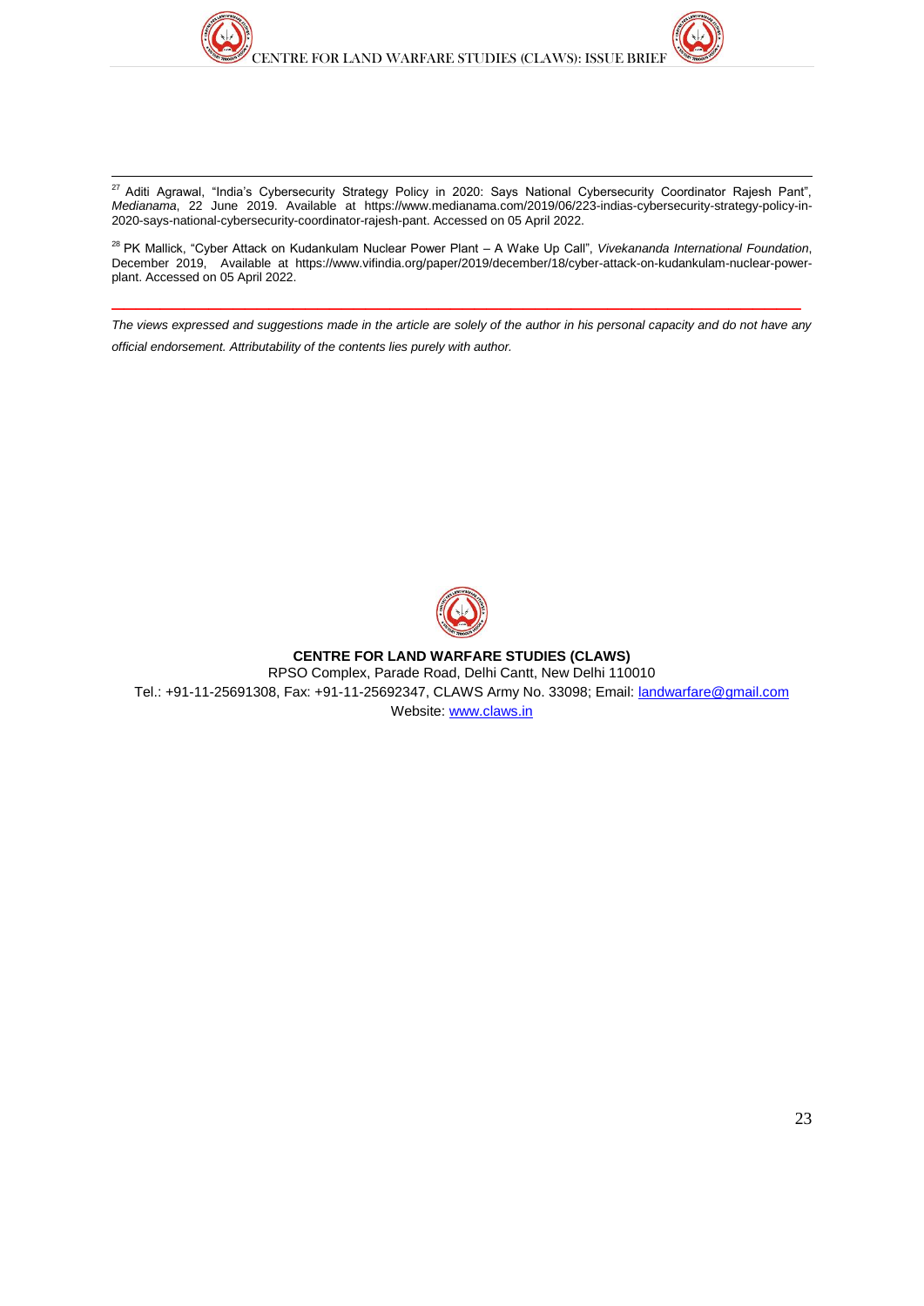[27] Aditi Agrawal, "India's Cybersecurity Strategy Policy in 2020: Says National Cybersecurity Coordinator Rajesh Pant", *Medianama*, 22 June 2019. Available at https://www.medianama.com/2019/06/223-indias-cybersecurity-strategy-policy-in-2020-says-national-cybersecurity-coordinator-rajesh-pant. Accessed on 05 April 2022.

[28] PK Mallick, "Cyber Attack on Kudankulam Nuclear Power Plant – A Wake Up Call", *Vivekananda International Foundation*, December 2019, Available at https://www.vifindia.org/paper/2019/december/18/cyber-attack-on-kudankulam-nuclear-power-plant. Accessed on 05 April 2022.

---

*The views expressed and suggestions made in the article are solely of the author in his personal capacity and do not have any official endorsement. Attributability of the contents lies purely with author.*

**CENTRE FOR LAND WARFARE STUDIES (CLAWS)**

RPSO Complex, Parade Road, Delhi Cantt, New Delhi 110010

Tel.: +91-11-25691308, Fax: +91-11-25692347, CLAWS Army No. 33098; Email: landwarfare@gmail.com

Website: www.claws.in